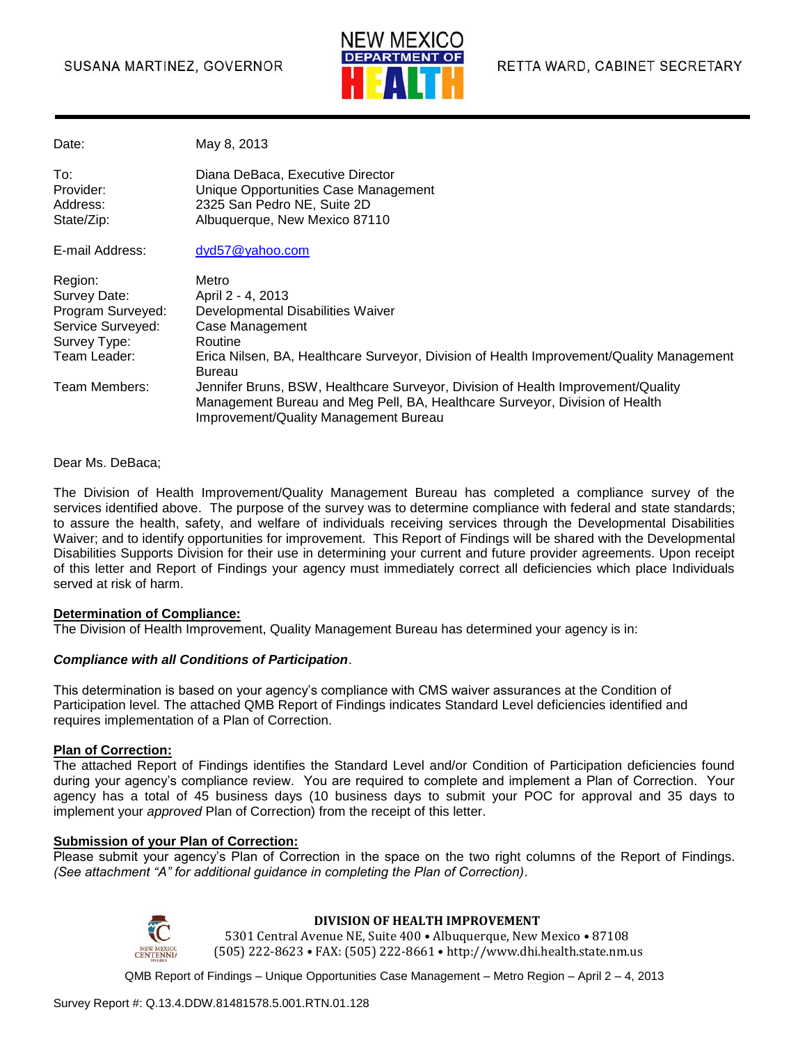SUSANA MARTINEZ, GOVERNOR

NEW MEXICO DEPARTMENT OF HEALTH

RETTA WARD, CABINET SECRETARY

| | |
|---|---|
| Date: | May 8, 2013 |
| To: | Diana DeBaca, Executive Director |
| Provider: | Unique Opportunities Case Management |
| Address: | 2325 San Pedro NE, Suite 2D |
| State/Zip: | Albuquerque, New Mexico 87110 |
| E-mail Address: | dyd57@yahoo.com |
| Region: | Metro |
| Survey Date: | April 2 - 4, 2013 |
| Program Surveyed: | Developmental Disabilities Waiver |
| Service Surveyed: | Case Management |
| Survey Type: | Routine |
| Team Leader: | Erica Nilsen, BA, Healthcare Surveyor, Division of Health Improvement/Quality Management Bureau |
| Team Members: | Jennifer Bruns, BSW, Healthcare Surveyor, Division of Health Improvement/Quality Management Bureau and Meg Pell, BA, Healthcare Surveyor, Division of Health Improvement/Quality Management Bureau |

Dear Ms. DeBaca;

The Division of Health Improvement/Quality Management Bureau has completed a compliance survey of the services identified above. The purpose of the survey was to determine compliance with federal and state standards; to assure the health, safety, and welfare of individuals receiving services through the Developmental Disabilities Waiver; and to identify opportunities for improvement. This Report of Findings will be shared with the Developmental Disabilities Supports Division for their use in determining your current and future provider agreements. Upon receipt of this letter and Report of Findings your agency must immediately correct all deficiencies which place Individuals served at risk of harm.

**Determination of Compliance:**
The Division of Health Improvement, Quality Management Bureau has determined your agency is in:

***Compliance with all Conditions of Participation***.

This determination is based on your agency's compliance with CMS waiver assurances at the Condition of Participation level. The attached QMB Report of Findings indicates Standard Level deficiencies identified and requires implementation of a Plan of Correction.

**Plan of Correction:**
The attached Report of Findings identifies the Standard Level and/or Condition of Participation deficiencies found during your agency's compliance review. You are required to complete and implement a Plan of Correction. Your agency has a total of 45 business days (10 business days to submit your POC for approval and 35 days to implement your *approved* Plan of Correction) from the receipt of this letter.

**Submission of your Plan of Correction:**
Please submit your agency's Plan of Correction in the space on the two right columns of the Report of Findings. *(See attachment "A" for additional guidance in completing the Plan of Correction)*.

**DIVISION OF HEALTH IMPROVEMENT**
5301 Central Avenue NE, Suite 400 • Albuquerque, New Mexico • 87108
(505) 222-8623 • FAX: (505) 222-8661 • http://www.dhi.health.state.nm.us

QMB Report of Findings – Unique Opportunities Case Management – Metro Region – April 2 – 4, 2013

Survey Report #: Q.13.4.DDW.81481578.5.001.RTN.01.128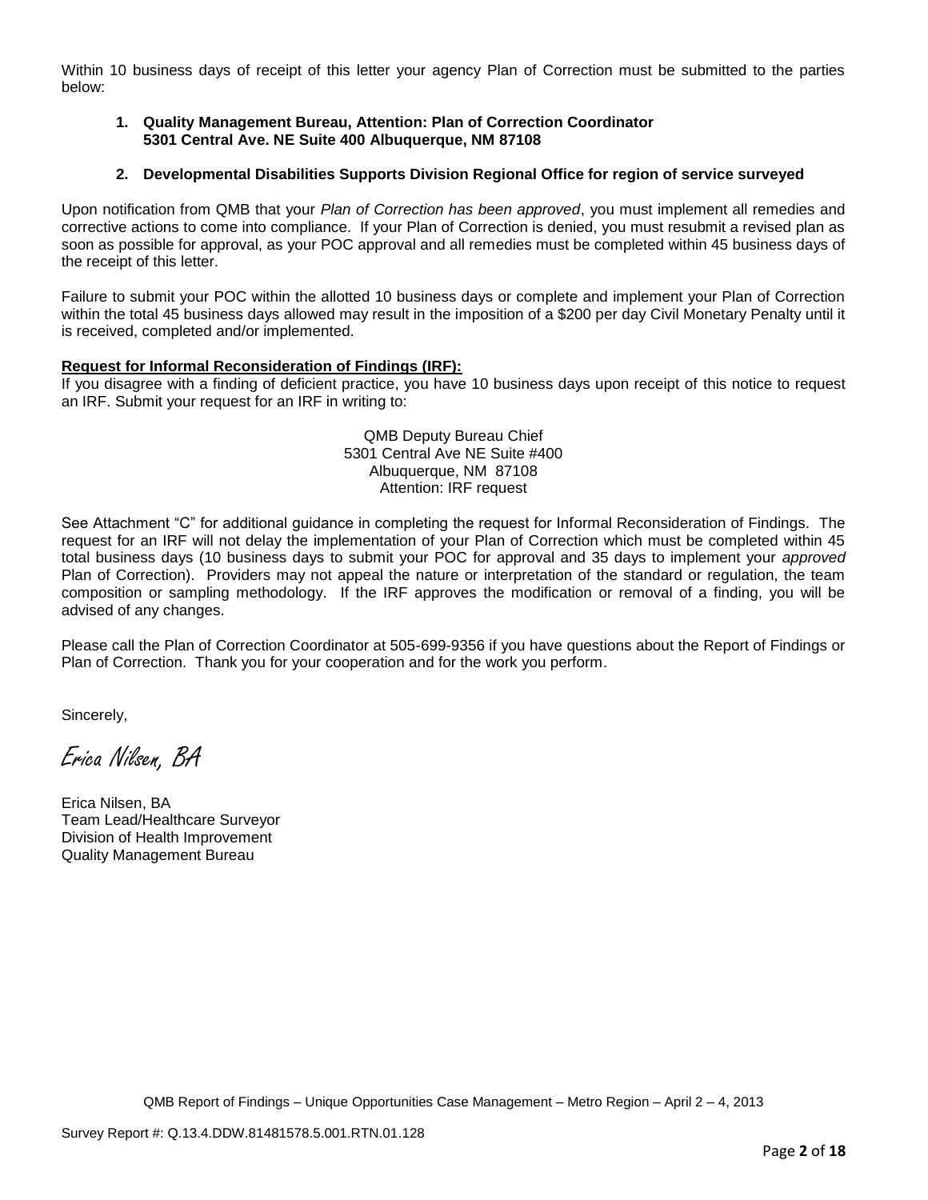Within 10 business days of receipt of this letter your agency Plan of Correction must be submitted to the parties below:

1. **Quality Management Bureau, Attention: Plan of Correction Coordinator 5301 Central Ave. NE Suite 400 Albuquerque, NM 87108**

2. **Developmental Disabilities Supports Division Regional Office for region of service surveyed**

Upon notification from QMB that your *Plan of Correction has been approved*, you must implement all remedies and corrective actions to come into compliance. If your Plan of Correction is denied, you must resubmit a revised plan as soon as possible for approval, as your POC approval and all remedies must be completed within 45 business days of the receipt of this letter.

Failure to submit your POC within the allotted 10 business days or complete and implement your Plan of Correction within the total 45 business days allowed may result in the imposition of a $200 per day Civil Monetary Penalty until it is received, completed and/or implemented.

**Request for Informal Reconsideration of Findings (IRF):**

If you disagree with a finding of deficient practice, you have 10 business days upon receipt of this notice to request an IRF. Submit your request for an IRF in writing to:

QMB Deputy Bureau Chief
5301 Central Ave NE Suite #400
Albuquerque, NM 87108
Attention: IRF request

See Attachment "C" for additional guidance in completing the request for Informal Reconsideration of Findings. The request for an IRF will not delay the implementation of your Plan of Correction which must be completed within 45 total business days (10 business days to submit your POC for approval and 35 days to implement your *approved* Plan of Correction). Providers may not appeal the nature or interpretation of the standard or regulation, the team composition or sampling methodology. If the IRF approves the modification or removal of a finding, you will be advised of any changes.

Please call the Plan of Correction Coordinator at 505-699-9356 if you have questions about the Report of Findings or Plan of Correction. Thank you for your cooperation and for the work you perform.

Sincerely,

*Erica Nilsen, BA*

Erica Nilsen, BA
Team Lead/Healthcare Surveyor
Division of Health Improvement
Quality Management Bureau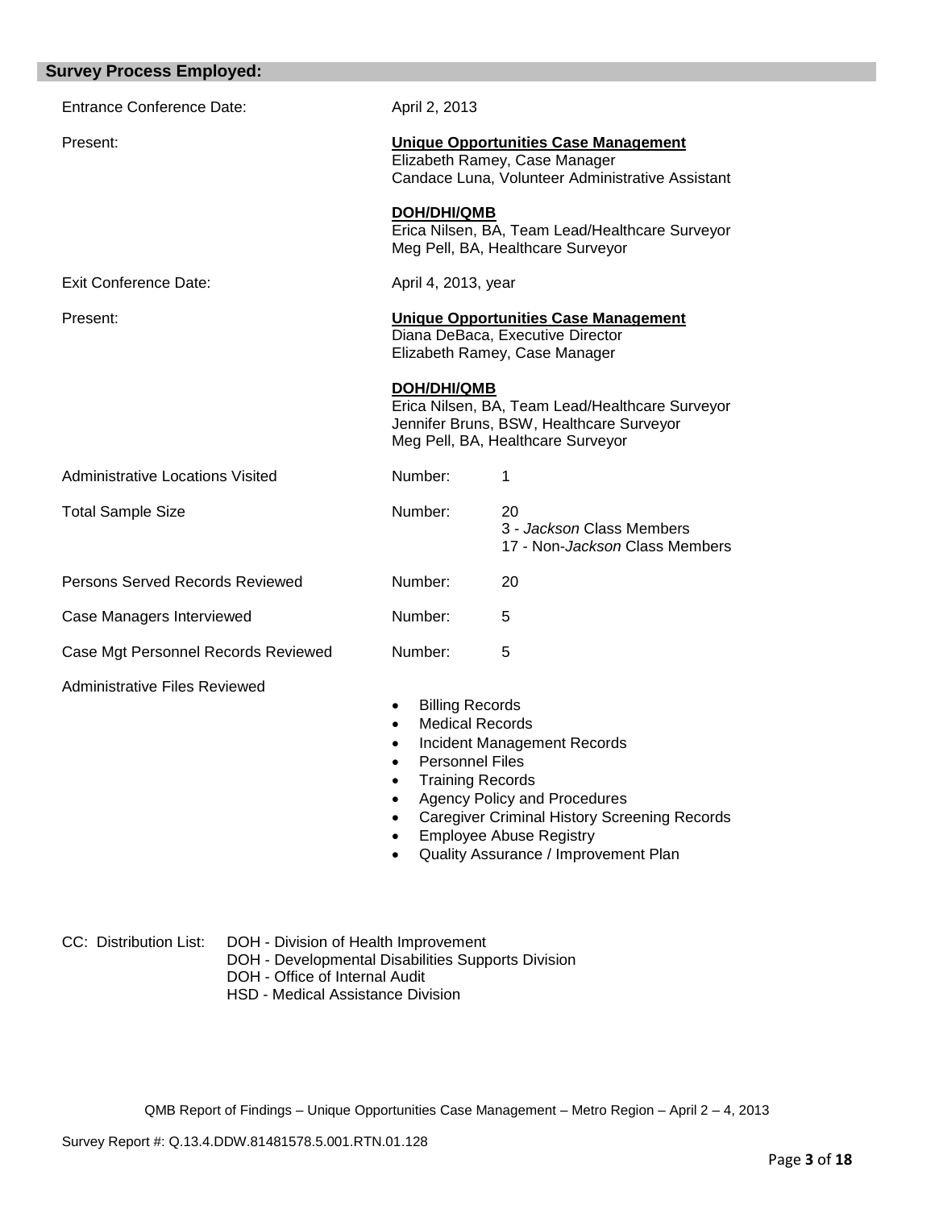## Survey Process Employed:

| | | |
|---|---|---|
| Entrance Conference Date: | April 2, 2013 | |
| Present: | **Unique Opportunities Case Management**<br>Elizabeth Ramey, Case Manager<br>Candace Luna, Volunteer Administrative Assistant<br><br>**DOH/DHI/QMB**<br>Erica Nilsen, BA, Team Lead/Healthcare Surveyor<br>Meg Pell, BA, Healthcare Surveyor | |
| Exit Conference Date: | April 4, 2013, year | |
| Present: | **Unique Opportunities Case Management**<br>Diana DeBaca, Executive Director<br>Elizabeth Ramey, Case Manager<br><br>**DOH/DHI/QMB**<br>Erica Nilsen, BA, Team Lead/Healthcare Surveyor<br>Jennifer Bruns, BSW, Healthcare Surveyor<br>Meg Pell, BA, Healthcare Surveyor | |
| Administrative Locations Visited | Number: | 1 |
| Total Sample Size | Number: | 20<br>3 - *Jackson* Class Members<br>17 - Non-*Jackson* Class Members |
| Persons Served Records Reviewed | Number: | 20 |
| Case Managers Interviewed | Number: | 5 |
| Case Mgt Personnel Records Reviewed | Number: | 5 |

Administrative Files Reviewed

- Billing Records
- Medical Records
- Incident Management Records
- Personnel Files
- Training Records
- Agency Policy and Procedures
- Caregiver Criminal History Screening Records
- Employee Abuse Registry
- Quality Assurance / Improvement Plan

CC: Distribution List:
- DOH - Division of Health Improvement
- DOH - Developmental Disabilities Supports Division
- DOH - Office of Internal Audit
- HSD - Medical Assistance Division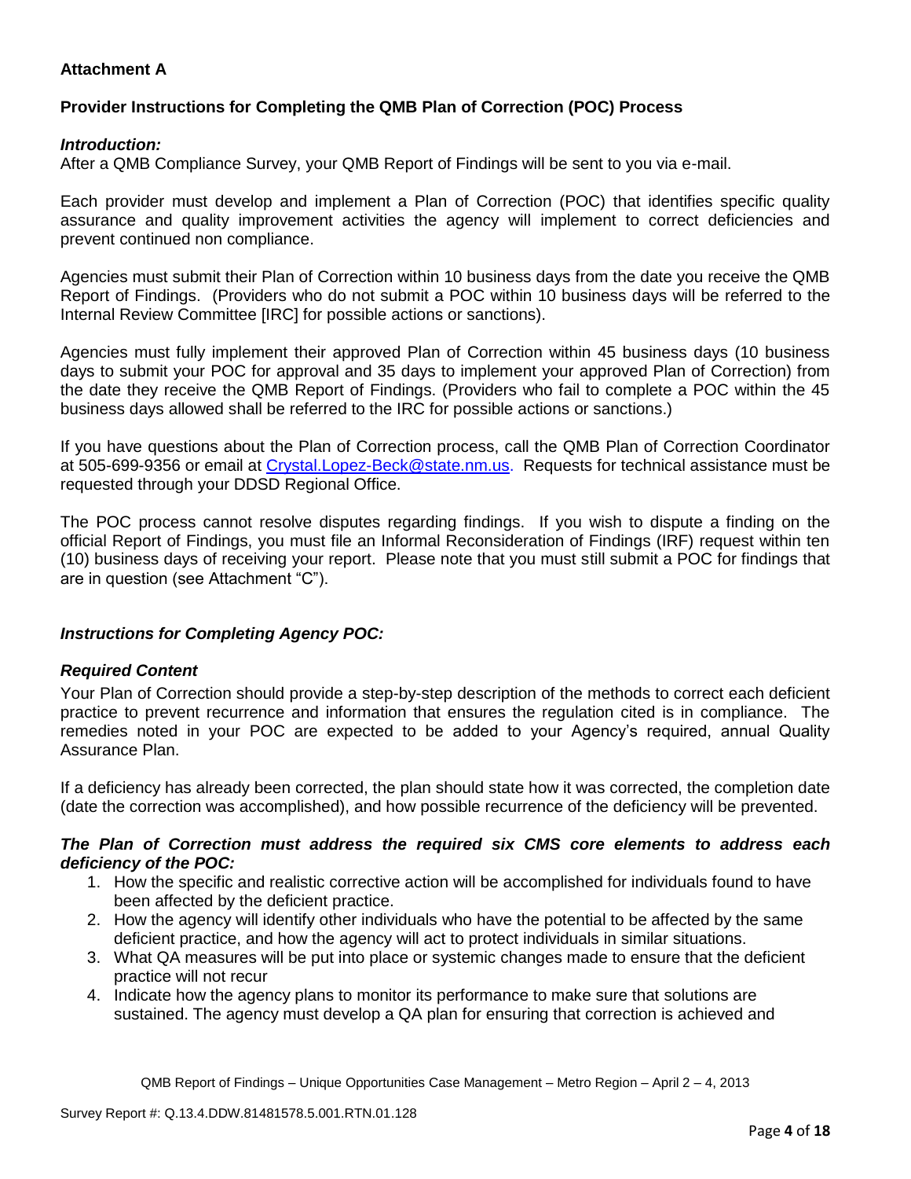**Attachment A**

**Provider Instructions for Completing the QMB Plan of Correction (POC) Process**

***Introduction:***

After a QMB Compliance Survey, your QMB Report of Findings will be sent to you via e-mail.

Each provider must develop and implement a Plan of Correction (POC) that identifies specific quality assurance and quality improvement activities the agency will implement to correct deficiencies and prevent continued non compliance.

Agencies must submit their Plan of Correction within 10 business days from the date you receive the QMB Report of Findings. (Providers who do not submit a POC within 10 business days will be referred to the Internal Review Committee [IRC] for possible actions or sanctions).

Agencies must fully implement their approved Plan of Correction within 45 business days (10 business days to submit your POC for approval and 35 days to implement your approved Plan of Correction) from the date they receive the QMB Report of Findings. (Providers who fail to complete a POC within the 45 business days allowed shall be referred to the IRC for possible actions or sanctions.)

If you have questions about the Plan of Correction process, call the QMB Plan of Correction Coordinator at 505-699-9356 or email at Crystal.Lopez-Beck@state.nm.us. Requests for technical assistance must be requested through your DDSD Regional Office.

The POC process cannot resolve disputes regarding findings. If you wish to dispute a finding on the official Report of Findings, you must file an Informal Reconsideration of Findings (IRF) request within ten (10) business days of receiving your report. Please note that you must still submit a POC for findings that are in question (see Attachment "C").

***Instructions for Completing Agency POC:***

***Required Content***

Your Plan of Correction should provide a step-by-step description of the methods to correct each deficient practice to prevent recurrence and information that ensures the regulation cited is in compliance. The remedies noted in your POC are expected to be added to your Agency's required, annual Quality Assurance Plan.

If a deficiency has already been corrected, the plan should state how it was corrected, the completion date (date the correction was accomplished), and how possible recurrence of the deficiency will be prevented.

***The Plan of Correction must address the required six CMS core elements to address each deficiency of the POC:***

1. How the specific and realistic corrective action will be accomplished for individuals found to have been affected by the deficient practice.
2. How the agency will identify other individuals who have the potential to be affected by the same deficient practice, and how the agency will act to protect individuals in similar situations.
3. What QA measures will be put into place or systemic changes made to ensure that the deficient practice will not recur
4. Indicate how the agency plans to monitor its performance to make sure that solutions are sustained. The agency must develop a QA plan for ensuring that correction is achieved and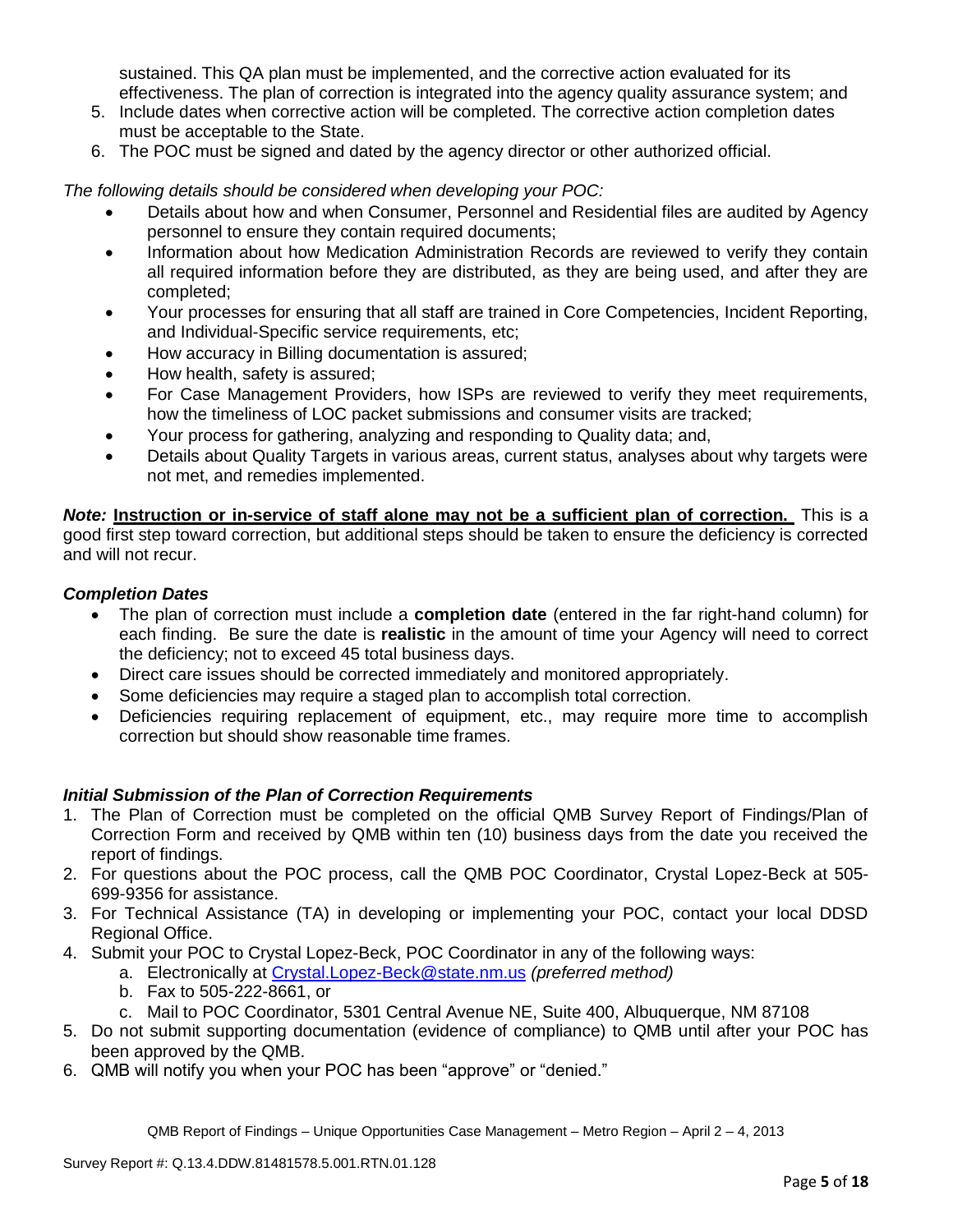sustained. This QA plan must be implemented, and the corrective action evaluated for its effectiveness. The plan of correction is integrated into the agency quality assurance system; and

5. Include dates when corrective action will be completed. The corrective action completion dates must be acceptable to the State.
6. The POC must be signed and dated by the agency director or other authorized official.

*The following details should be considered when developing your POC:*

- Details about how and when Consumer, Personnel and Residential files are audited by Agency personnel to ensure they contain required documents;
- Information about how Medication Administration Records are reviewed to verify they contain all required information before they are distributed, as they are being used, and after they are completed;
- Your processes for ensuring that all staff are trained in Core Competencies, Incident Reporting, and Individual-Specific service requirements, etc;
- How accuracy in Billing documentation is assured;
- How health, safety is assured;
- For Case Management Providers, how ISPs are reviewed to verify they meet requirements, how the timeliness of LOC packet submissions and consumer visits are tracked;
- Your process for gathering, analyzing and responding to Quality data; and,
- Details about Quality Targets in various areas, current status, analyses about why targets were not met, and remedies implemented.

***Note:*** **Instruction or in-service of staff alone may not be a sufficient plan of correction.** This is a good first step toward correction, but additional steps should be taken to ensure the deficiency is corrected and will not recur.

### *Completion Dates*

- The plan of correction must include a **completion date** (entered in the far right-hand column) for each finding. Be sure the date is **realistic** in the amount of time your Agency will need to correct the deficiency; not to exceed 45 total business days.
- Direct care issues should be corrected immediately and monitored appropriately.
- Some deficiencies may require a staged plan to accomplish total correction.
- Deficiencies requiring replacement of equipment, etc., may require more time to accomplish correction but should show reasonable time frames.

### *Initial Submission of the Plan of Correction Requirements*

1. The Plan of Correction must be completed on the official QMB Survey Report of Findings/Plan of Correction Form and received by QMB within ten (10) business days from the date you received the report of findings.
2. For questions about the POC process, call the QMB POC Coordinator, Crystal Lopez-Beck at 505-699-9356 for assistance.
3. For Technical Assistance (TA) in developing or implementing your POC, contact your local DDSD Regional Office.
4. Submit your POC to Crystal Lopez-Beck, POC Coordinator in any of the following ways:
   a. Electronically at Crystal.Lopez-Beck@state.nm.us *(preferred method)*
   b. Fax to 505-222-8661, or
   c. Mail to POC Coordinator, 5301 Central Avenue NE, Suite 400, Albuquerque, NM 87108
5. Do not submit supporting documentation (evidence of compliance) to QMB until after your POC has been approved by the QMB.
6. QMB will notify you when your POC has been "approve" or "denied."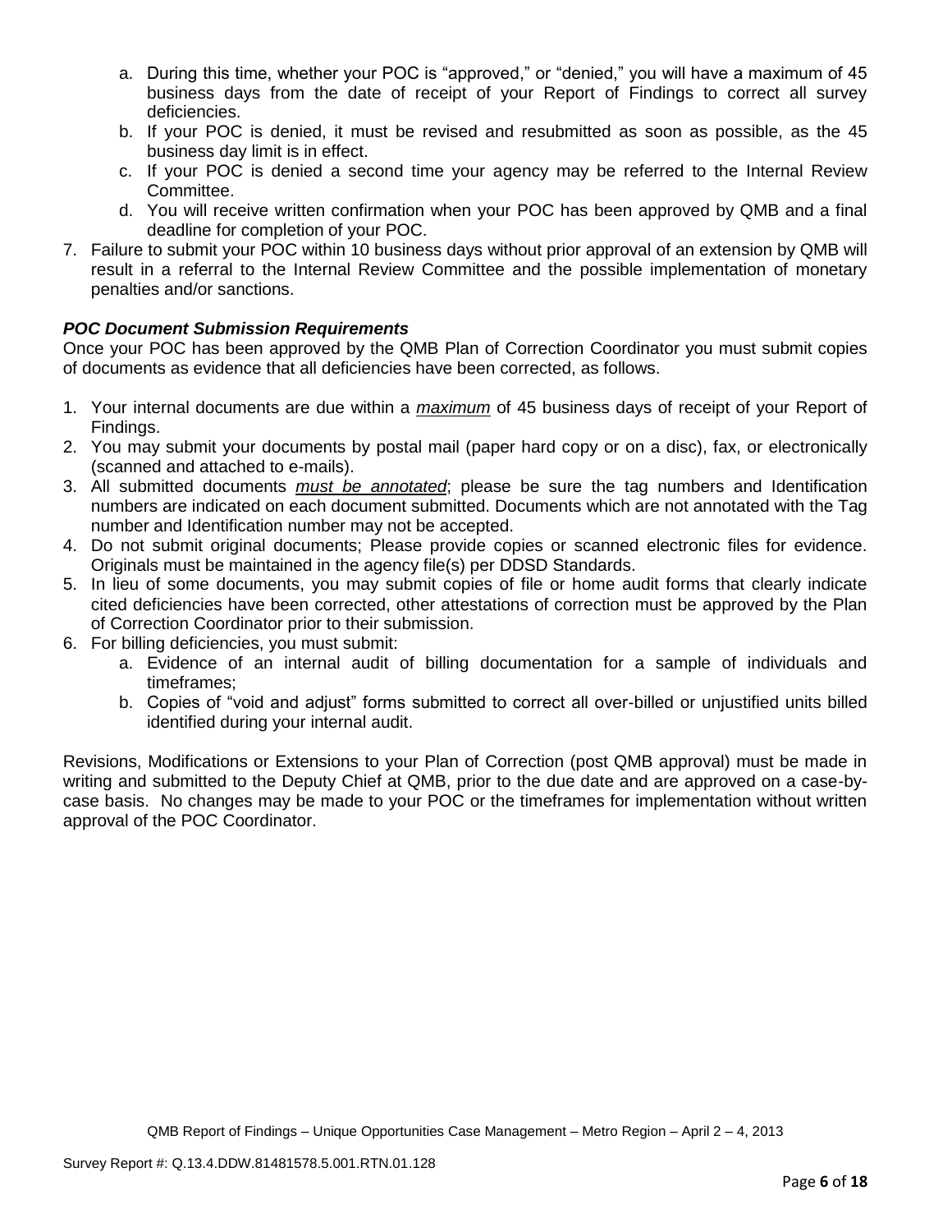a. During this time, whether your POC is "approved," or "denied," you will have a maximum of 45 business days from the date of receipt of your Report of Findings to correct all survey deficiencies.
   b. If your POC is denied, it must be revised and resubmitted as soon as possible, as the 45 business day limit is in effect.
   c. If your POC is denied a second time your agency may be referred to the Internal Review Committee.
   d. You will receive written confirmation when your POC has been approved by QMB and a final deadline for completion of your POC.
7. Failure to submit your POC within 10 business days without prior approval of an extension by QMB will result in a referral to the Internal Review Committee and the possible implementation of monetary penalties and/or sanctions.

***POC Document Submission Requirements***

Once your POC has been approved by the QMB Plan of Correction Coordinator you must submit copies of documents as evidence that all deficiencies have been corrected, as follows.

1. Your internal documents are due within a ***maximum*** of 45 business days of receipt of your Report of Findings.
2. You may submit your documents by postal mail (paper hard copy or on a disc), fax, or electronically (scanned and attached to e-mails).
3. All submitted documents ***must be annotated***; please be sure the tag numbers and Identification numbers are indicated on each document submitted. Documents which are not annotated with the Tag number and Identification number may not be accepted.
4. Do not submit original documents; Please provide copies or scanned electronic files for evidence. Originals must be maintained in the agency file(s) per DDSD Standards.
5. In lieu of some documents, you may submit copies of file or home audit forms that clearly indicate cited deficiencies have been corrected, other attestations of correction must be approved by the Plan of Correction Coordinator prior to their submission.
6. For billing deficiencies, you must submit:
   a. Evidence of an internal audit of billing documentation for a sample of individuals and timeframes;
   b. Copies of "void and adjust" forms submitted to correct all over-billed or unjustified units billed identified during your internal audit.

Revisions, Modifications or Extensions to your Plan of Correction (post QMB approval) must be made in writing and submitted to the Deputy Chief at QMB, prior to the due date and are approved on a case-by-case basis. No changes may be made to your POC or the timeframes for implementation without written approval of the POC Coordinator.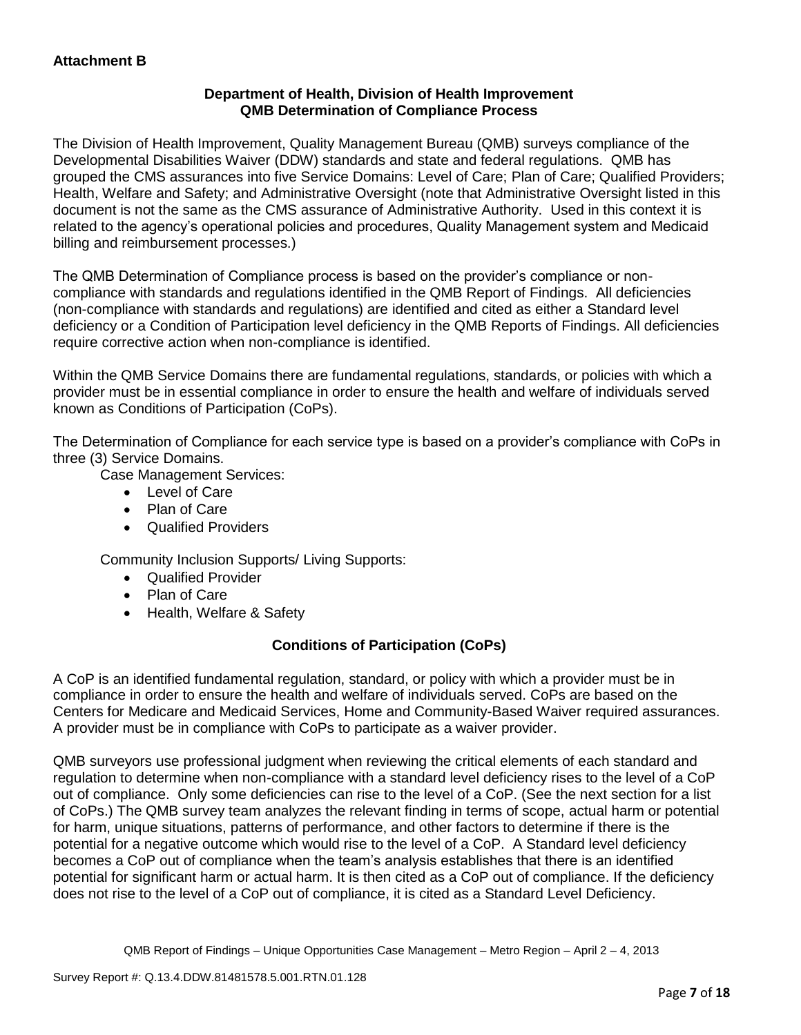**Attachment B**

### Department of Health, Division of Health Improvement
### QMB Determination of Compliance Process

The Division of Health Improvement, Quality Management Bureau (QMB) surveys compliance of the Developmental Disabilities Waiver (DDW) standards and state and federal regulations. QMB has grouped the CMS assurances into five Service Domains: Level of Care; Plan of Care; Qualified Providers; Health, Welfare and Safety; and Administrative Oversight (note that Administrative Oversight listed in this document is not the same as the CMS assurance of Administrative Authority. Used in this context it is related to the agency's operational policies and procedures, Quality Management system and Medicaid billing and reimbursement processes.)

The QMB Determination of Compliance process is based on the provider's compliance or non-compliance with standards and regulations identified in the QMB Report of Findings. All deficiencies (non-compliance with standards and regulations) are identified and cited as either a Standard level deficiency or a Condition of Participation level deficiency in the QMB Reports of Findings. All deficiencies require corrective action when non-compliance is identified.

Within the QMB Service Domains there are fundamental regulations, standards, or policies with which a provider must be in essential compliance in order to ensure the health and welfare of individuals served known as Conditions of Participation (CoPs).

The Determination of Compliance for each service type is based on a provider's compliance with CoPs in three (3) Service Domains.

Case Management Services:

- Level of Care
- Plan of Care
- Qualified Providers

Community Inclusion Supports/ Living Supports:

- Qualified Provider
- Plan of Care
- Health, Welfare & Safety

### Conditions of Participation (CoPs)

A CoP is an identified fundamental regulation, standard, or policy with which a provider must be in compliance in order to ensure the health and welfare of individuals served. CoPs are based on the Centers for Medicare and Medicaid Services, Home and Community-Based Waiver required assurances. A provider must be in compliance with CoPs to participate as a waiver provider.

QMB surveyors use professional judgment when reviewing the critical elements of each standard and regulation to determine when non-compliance with a standard level deficiency rises to the level of a CoP out of compliance. Only some deficiencies can rise to the level of a CoP. (See the next section for a list of CoPs.) The QMB survey team analyzes the relevant finding in terms of scope, actual harm or potential for harm, unique situations, patterns of performance, and other factors to determine if there is the potential for a negative outcome which would rise to the level of a CoP. A Standard level deficiency becomes a CoP out of compliance when the team's analysis establishes that there is an identified potential for significant harm or actual harm. It is then cited as a CoP out of compliance. If the deficiency does not rise to the level of a CoP out of compliance, it is cited as a Standard Level Deficiency.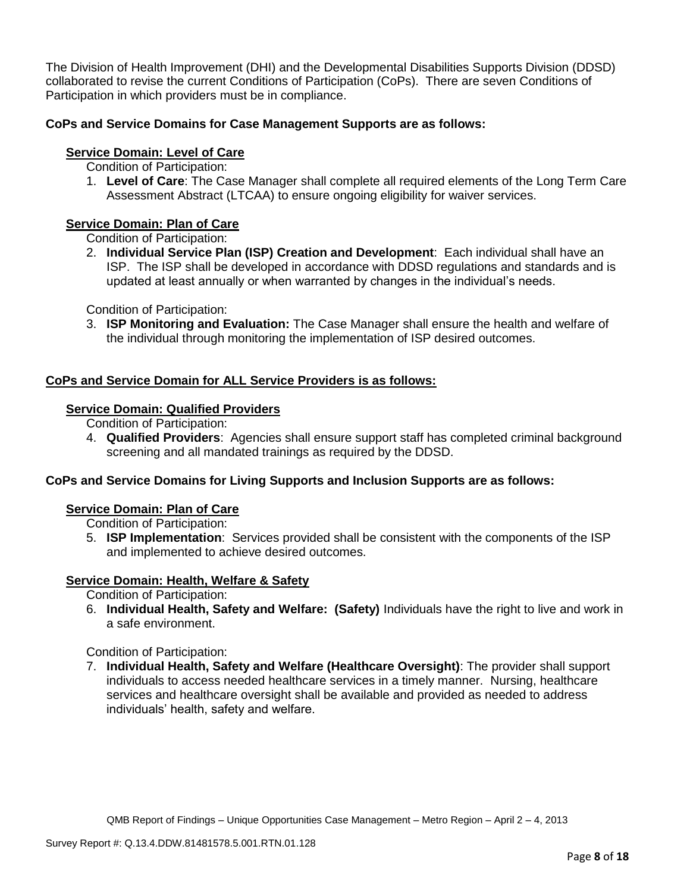The Division of Health Improvement (DHI) and the Developmental Disabilities Supports Division (DDSD) collaborated to revise the current Conditions of Participation (CoPs). There are seven Conditions of Participation in which providers must be in compliance.

**CoPs and Service Domains for Case Management Supports are as follows:**

**Service Domain: Level of Care**

Condition of Participation:

1. **Level of Care**: The Case Manager shall complete all required elements of the Long Term Care Assessment Abstract (LTCAA) to ensure ongoing eligibility for waiver services.

**Service Domain: Plan of Care**

Condition of Participation:

2. **Individual Service Plan (ISP) Creation and Development**: Each individual shall have an ISP. The ISP shall be developed in accordance with DDSD regulations and standards and is updated at least annually or when warranted by changes in the individual's needs.

Condition of Participation:

3. **ISP Monitoring and Evaluation:** The Case Manager shall ensure the health and welfare of the individual through monitoring the implementation of ISP desired outcomes.

**CoPs and Service Domain for ALL Service Providers is as follows:**

**Service Domain: Qualified Providers**

Condition of Participation:

4. **Qualified Providers**: Agencies shall ensure support staff has completed criminal background screening and all mandated trainings as required by the DDSD.

**CoPs and Service Domains for Living Supports and Inclusion Supports are as follows:**

**Service Domain: Plan of Care**

Condition of Participation:

5. **ISP Implementation**: Services provided shall be consistent with the components of the ISP and implemented to achieve desired outcomes.

**Service Domain: Health, Welfare & Safety**

Condition of Participation:

6. **Individual Health, Safety and Welfare: (Safety)** Individuals have the right to live and work in a safe environment.

Condition of Participation:

7. **Individual Health, Safety and Welfare (Healthcare Oversight)**: The provider shall support individuals to access needed healthcare services in a timely manner. Nursing, healthcare services and healthcare oversight shall be available and provided as needed to address individuals' health, safety and welfare.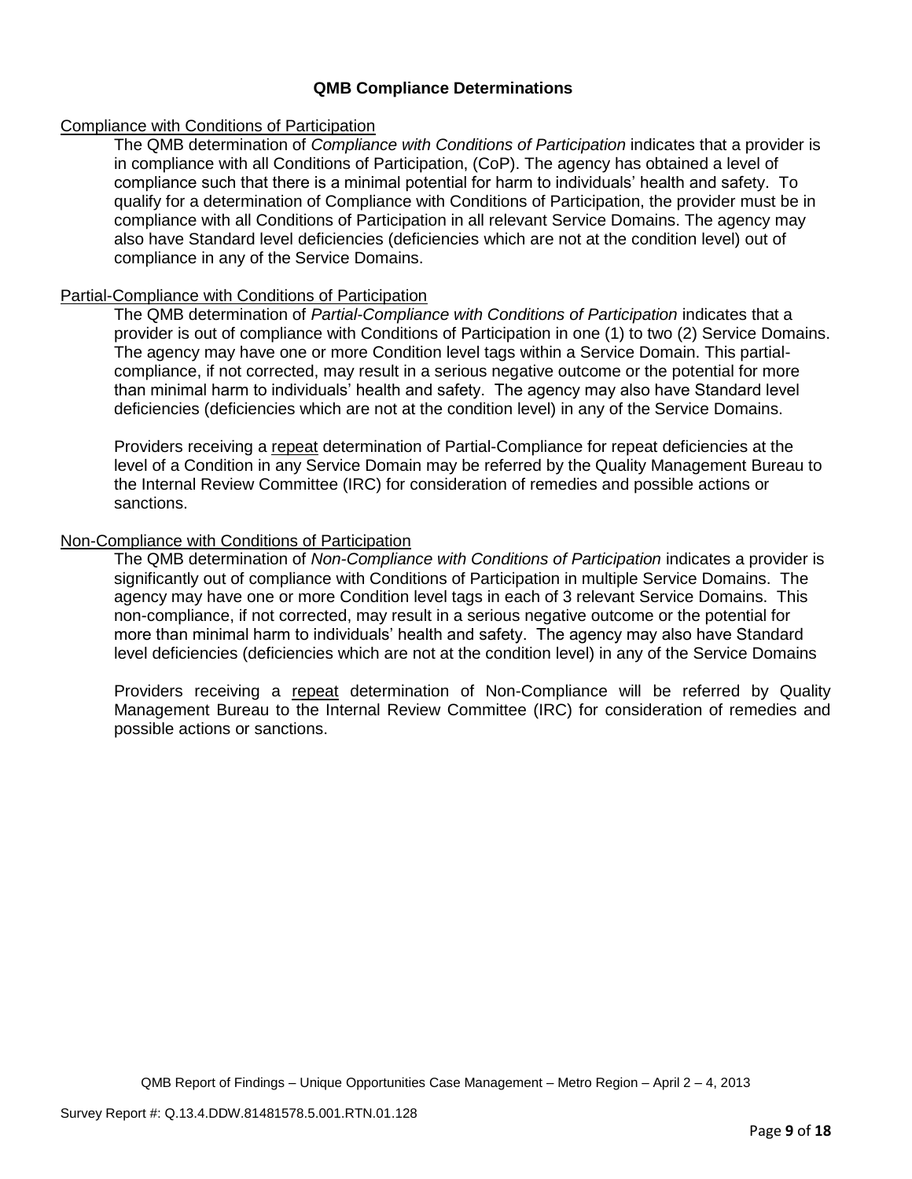## QMB Compliance Determinations

Compliance with Conditions of Participation

The QMB determination of *Compliance with Conditions of Participation* indicates that a provider is in compliance with all Conditions of Participation, (CoP). The agency has obtained a level of compliance such that there is a minimal potential for harm to individuals' health and safety. To qualify for a determination of Compliance with Conditions of Participation, the provider must be in compliance with all Conditions of Participation in all relevant Service Domains. The agency may also have Standard level deficiencies (deficiencies which are not at the condition level) out of compliance in any of the Service Domains.

Partial-Compliance with Conditions of Participation

The QMB determination of *Partial-Compliance with Conditions of Participation* indicates that a provider is out of compliance with Conditions of Participation in one (1) to two (2) Service Domains. The agency may have one or more Condition level tags within a Service Domain. This partial-compliance, if not corrected, may result in a serious negative outcome or the potential for more than minimal harm to individuals' health and safety. The agency may also have Standard level deficiencies (deficiencies which are not at the condition level) in any of the Service Domains.

Providers receiving a repeat determination of Partial-Compliance for repeat deficiencies at the level of a Condition in any Service Domain may be referred by the Quality Management Bureau to the Internal Review Committee (IRC) for consideration of remedies and possible actions or sanctions.

Non-Compliance with Conditions of Participation

The QMB determination of *Non-Compliance with Conditions of Participation* indicates a provider is significantly out of compliance with Conditions of Participation in multiple Service Domains. The agency may have one or more Condition level tags in each of 3 relevant Service Domains. This non-compliance, if not corrected, may result in a serious negative outcome or the potential for more than minimal harm to individuals' health and safety. The agency may also have Standard level deficiencies (deficiencies which are not at the condition level) in any of the Service Domains

Providers receiving a repeat determination of Non-Compliance will be referred by Quality Management Bureau to the Internal Review Committee (IRC) for consideration of remedies and possible actions or sanctions.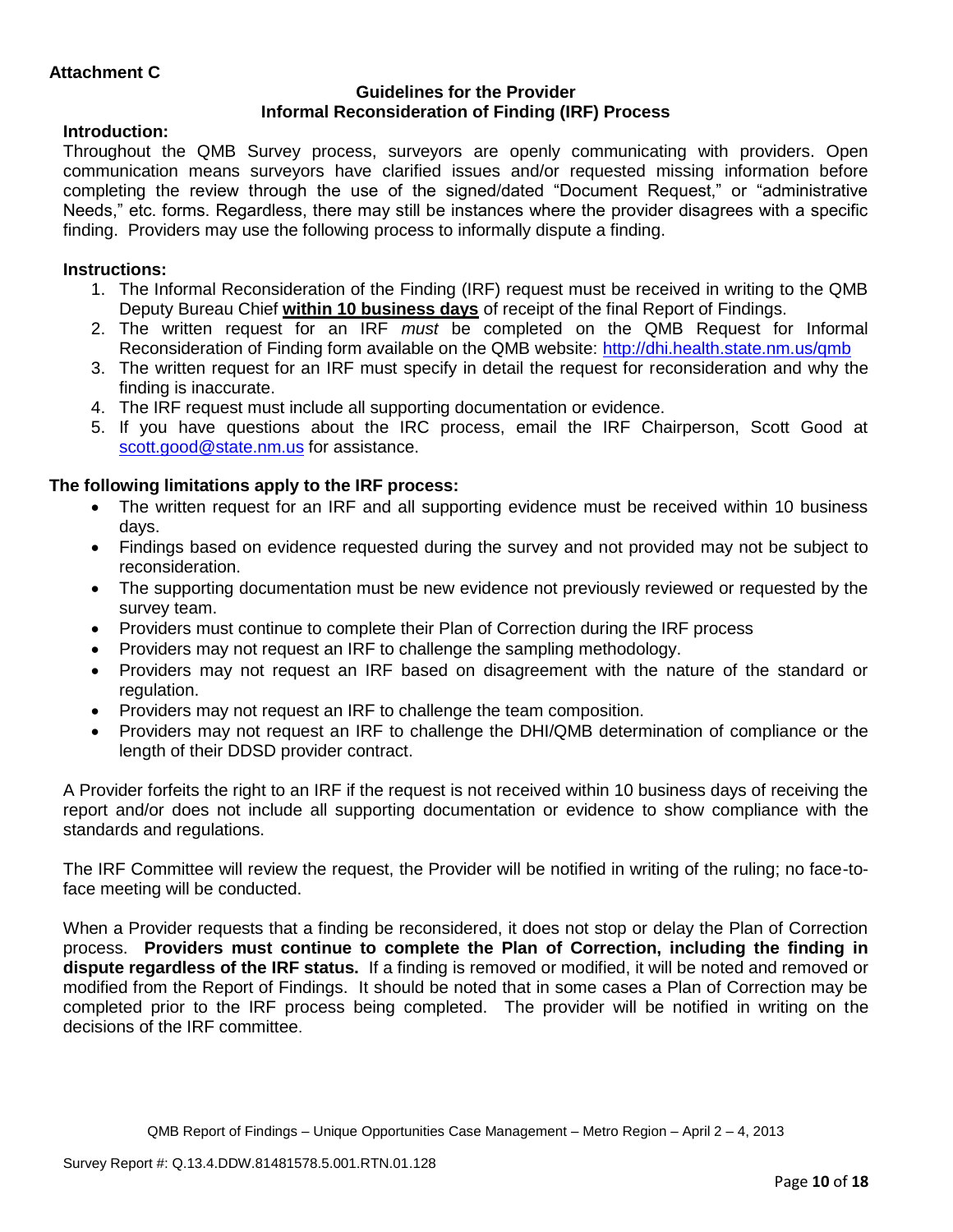**Attachment C**

**Guidelines for the Provider**
**Informal Reconsideration of Finding (IRF) Process**

**Introduction:**

Throughout the QMB Survey process, surveyors are openly communicating with providers. Open communication means surveyors have clarified issues and/or requested missing information before completing the review through the use of the signed/dated "Document Request," or "administrative Needs," etc. forms. Regardless, there may still be instances where the provider disagrees with a specific finding. Providers may use the following process to informally dispute a finding.

**Instructions:**

1. The Informal Reconsideration of the Finding (IRF) request must be received in writing to the QMB Deputy Bureau Chief **within 10 business days** of receipt of the final Report of Findings.
2. The written request for an IRF *must* be completed on the QMB Request for Informal Reconsideration of Finding form available on the QMB website: http://dhi.health.state.nm.us/qmb
3. The written request for an IRF must specify in detail the request for reconsideration and why the finding is inaccurate.
4. The IRF request must include all supporting documentation or evidence.
5. If you have questions about the IRC process, email the IRF Chairperson, Scott Good at scott.good@state.nm.us for assistance.

**The following limitations apply to the IRF process:**

- The written request for an IRF and all supporting evidence must be received within 10 business days.
- Findings based on evidence requested during the survey and not provided may not be subject to reconsideration.
- The supporting documentation must be new evidence not previously reviewed or requested by the survey team.
- Providers must continue to complete their Plan of Correction during the IRF process
- Providers may not request an IRF to challenge the sampling methodology.
- Providers may not request an IRF based on disagreement with the nature of the standard or regulation.
- Providers may not request an IRF to challenge the team composition.
- Providers may not request an IRF to challenge the DHI/QMB determination of compliance or the length of their DDSD provider contract.

A Provider forfeits the right to an IRF if the request is not received within 10 business days of receiving the report and/or does not include all supporting documentation or evidence to show compliance with the standards and regulations.

The IRF Committee will review the request, the Provider will be notified in writing of the ruling; no face-to-face meeting will be conducted.

When a Provider requests that a finding be reconsidered, it does not stop or delay the Plan of Correction process. **Providers must continue to complete the Plan of Correction, including the finding in dispute regardless of the IRF status.** If a finding is removed or modified, it will be noted and removed or modified from the Report of Findings. It should be noted that in some cases a Plan of Correction may be completed prior to the IRF process being completed. The provider will be notified in writing on the decisions of the IRF committee.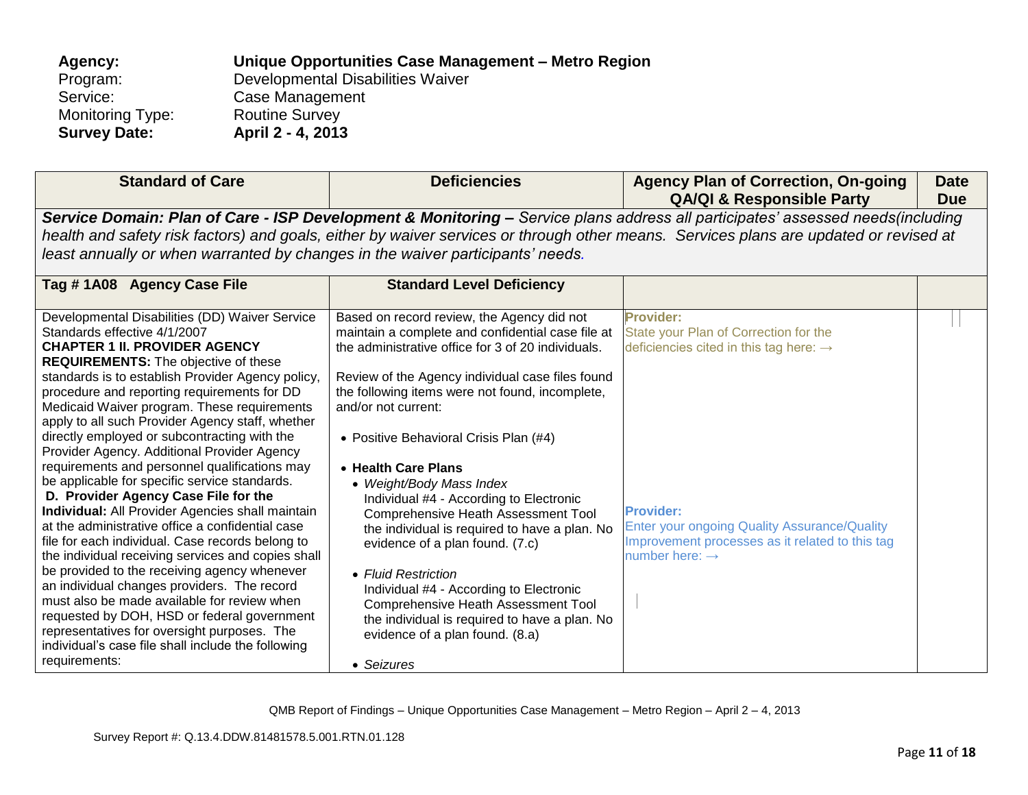**Agency:** **Unique Opportunities Case Management – Metro Region**
Program: Developmental Disabilities Waiver
Service: Case Management
Monitoring Type: Routine Survey
**Survey Date:** **April 2 - 4, 2013**

| Standard of Care | Deficiencies | Agency Plan of Correction, On-going QA/QI & Responsible Party | Date Due |
|---|---|---|---|
| ***Service Domain: Plan of Care - ISP Development & Monitoring –*** *Service plans address all participates' assessed needs(including health and safety risk factors) and goals, either by waiver services or through other means. Services plans are updated or revised at least annually or when warranted by changes in the waiver participants' needs.* | | | |
| **Tag # 1A08 Agency Case File** | **Standard Level Deficiency** | | |
| Developmental Disabilities (DD) Waiver Service Standards effective 4/1/2007<br>**CHAPTER 1 II. PROVIDER AGENCY REQUIREMENTS:** The objective of these standards is to establish Provider Agency policy, procedure and reporting requirements for DD Medicaid Waiver program. These requirements apply to all such Provider Agency staff, whether directly employed or subcontracting with the Provider Agency. Additional Provider Agency requirements and personnel qualifications may be applicable for specific service standards.<br>**D. Provider Agency Case File for the Individual:** All Provider Agencies shall maintain at the administrative office a confidential case file for each individual. Case records belong to the individual receiving services and copies shall be provided to the receiving agency whenever an individual changes providers. The record must also be made available for review when requested by DOH, HSD or federal government representatives for oversight purposes. The individual's case file shall include the following requirements: | Based on record review, the Agency did not maintain a complete and confidential case file at the administrative office for 3 of 20 individuals.<br><br>Review of the Agency individual case files found the following items were not found, incomplete, and/or not current:<br><br>• Positive Behavioral Crisis Plan (#4)<br><br>• **Health Care Plans**<br>• *Weight/Body Mass Index*<br>Individual #4 - According to Electronic Comprehensive Heath Assessment Tool the individual is required to have a plan. No evidence of a plan found. (7.c)<br><br>• *Fluid Restriction*<br>Individual #4 - According to Electronic Comprehensive Heath Assessment Tool the individual is required to have a plan. No evidence of a plan found. (8.a)<br><br>• *Seizures* | **Provider:**<br>State your Plan of Correction for the deficiencies cited in this tag here: →<br><br><br><br><br><br><br><br><br>**Provider:**<br>Enter your ongoing Quality Assurance/Quality Improvement processes as it related to this tag number here: → | |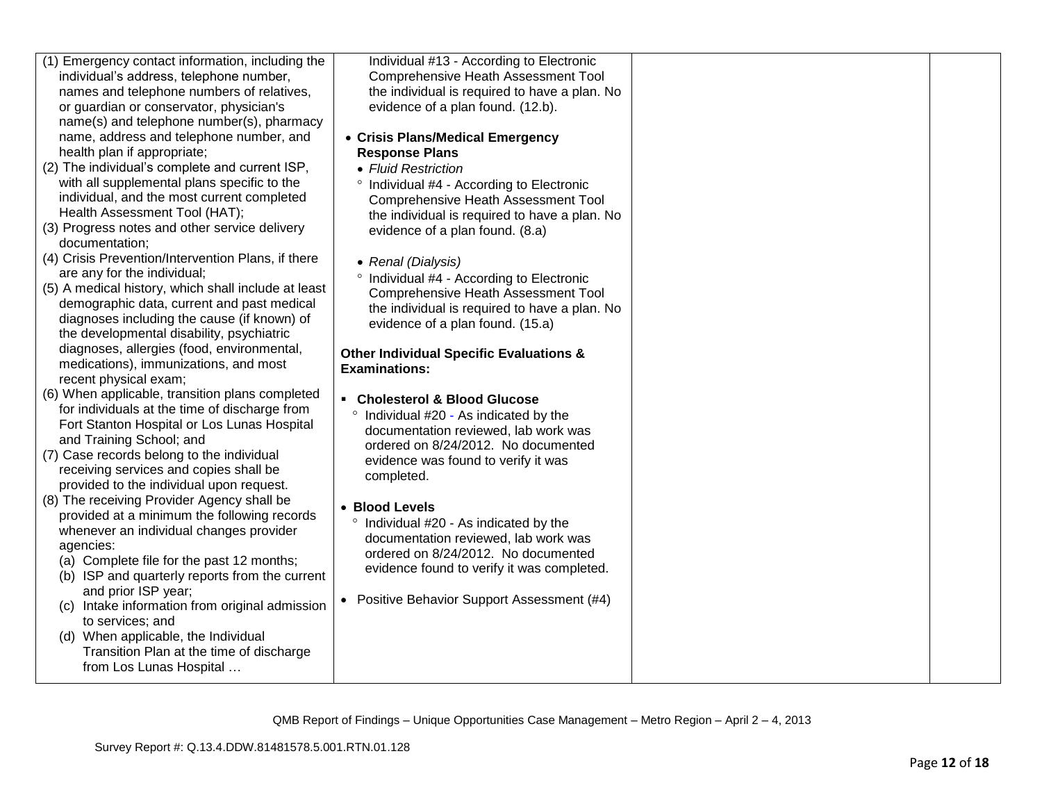| | | | |
|---|---|---|---|
| (1) Emergency contact information, including the individual's address, telephone number, names and telephone numbers of relatives, or guardian or conservator, physician's name(s) and telephone number(s), pharmacy name, address and telephone number, and health plan if appropriate;<br>(2) The individual's complete and current ISP, with all supplemental plans specific to the individual, and the most current completed Health Assessment Tool (HAT);<br>(3) Progress notes and other service delivery documentation;<br>(4) Crisis Prevention/Intervention Plans, if there are any for the individual;<br>(5) A medical history, which shall include at least demographic data, current and past medical diagnoses including the cause (if known) of the developmental disability, psychiatric diagnoses, allergies (food, environmental, medications), immunizations, and most recent physical exam;<br>(6) When applicable, transition plans completed for individuals at the time of discharge from Fort Stanton Hospital or Los Lunas Hospital and Training School; and<br>(7) Case records belong to the individual receiving services and copies shall be provided to the individual upon request.<br>(8) The receiving Provider Agency shall be provided at a minimum the following records whenever an individual changes provider agencies:<br>(a) Complete file for the past 12 months;<br>(b) ISP and quarterly reports from the current and prior ISP year;<br>(c) Intake information from original admission to services; and<br>(d) When applicable, the Individual Transition Plan at the time of discharge from Los Lunas Hospital … | Individual #13 - According to Electronic Comprehensive Heath Assessment Tool the individual is required to have a plan. No evidence of a plan found. (12.b).<br><br>• **Crisis Plans/Medical Emergency Response Plans**<br>• *Fluid Restriction*<br>° Individual #4 - According to Electronic Comprehensive Heath Assessment Tool the individual is required to have a plan. No evidence of a plan found. (8.a)<br><br>• *Renal (Dialysis)*<br>° Individual #4 - According to Electronic Comprehensive Heath Assessment Tool the individual is required to have a plan. No evidence of a plan found. (15.a)<br><br>**Other Individual Specific Evaluations & Examinations:**<br><br>▪ **Cholesterol & Blood Glucose**<br>° Individual #20 - As indicated by the documentation reviewed, lab work was ordered on 8/24/2012. No documented evidence was found to verify it was completed.<br><br>• **Blood Levels**<br>° Individual #20 - As indicated by the documentation reviewed, lab work was ordered on 8/24/2012. No documented evidence found to verify it was completed.<br><br>• Positive Behavior Support Assessment (#4) | | |

QMB Report of Findings – Unique Opportunities Case Management – Metro Region – April 2 – 4, 2013

Survey Report #: Q.13.4.DDW.81481578.5.001.RTN.01.128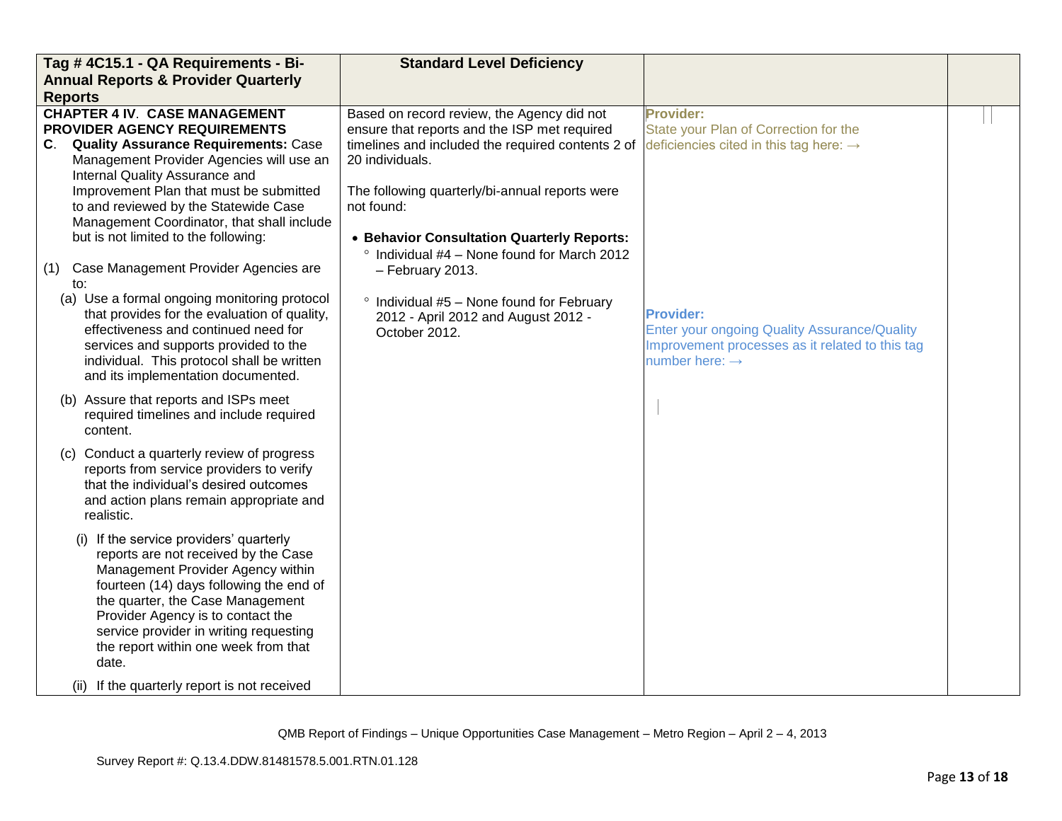| Tag # 4C15.1 - QA Requirements - Bi-Annual Reports & Provider Quarterly Reports | Standard Level Deficiency | | |
|---|---|---|---|
| **CHAPTER 4 IV. CASE MANAGEMENT PROVIDER AGENCY REQUIREMENTS**<br>**C. Quality Assurance Requirements:** Case Management Provider Agencies will use an Internal Quality Assurance and Improvement Plan that must be submitted to and reviewed by the Statewide Case Management Coordinator, that shall include but is not limited to the following:<br><br>(1) Case Management Provider Agencies are to:<br>(a) Use a formal ongoing monitoring protocol that provides for the evaluation of quality, effectiveness and continued need for services and supports provided to the individual. This protocol shall be written and its implementation documented.<br>(b) Assure that reports and ISPs meet required timelines and include required content.<br>(c) Conduct a quarterly review of progress reports from service providers to verify that the individual's desired outcomes and action plans remain appropriate and realistic.<br>(i) If the service providers' quarterly reports are not received by the Case Management Provider Agency within fourteen (14) days following the end of the quarter, the Case Management Provider Agency is to contact the service provider in writing requesting the report within one week from that date.<br>(ii) If the quarterly report is not received | Based on record review, the Agency did not ensure that reports and the ISP met required timelines and included the required contents 2 of 20 individuals.<br><br>The following quarterly/bi-annual reports were not found:<br><br>• **Behavior Consultation Quarterly Reports:**<br>° Individual #4 – None found for March 2012 – February 2013.<br><br>° Individual #5 – None found for February 2012 - April 2012 and August 2012 - October 2012. | **Provider:**<br>State your Plan of Correction for the deficiencies cited in this tag here: →<br><br>**Provider:**<br>Enter your ongoing Quality Assurance/Quality Improvement processes as it related to this tag number here: → | |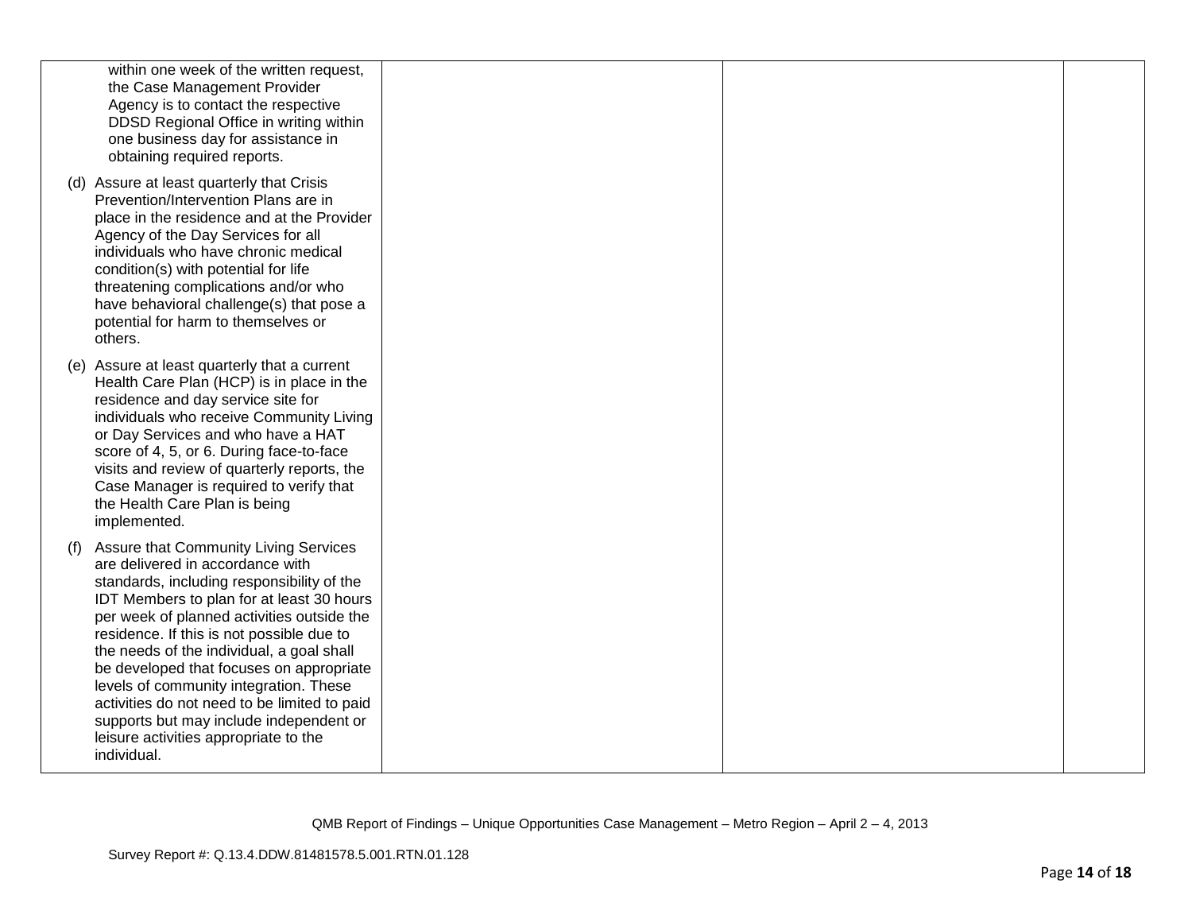| | | | |
|---|---|---|---|
| within one week of the written request, the Case Management Provider Agency is to contact the respective DDSD Regional Office in writing within one business day for assistance in obtaining required reports.<br><br>(d) Assure at least quarterly that Crisis Prevention/Intervention Plans are in place in the residence and at the Provider Agency of the Day Services for all individuals who have chronic medical condition(s) with potential for life threatening complications and/or who have behavioral challenge(s) that pose a potential for harm to themselves or others.<br><br>(e) Assure at least quarterly that a current Health Care Plan (HCP) is in place in the residence and day service site for individuals who receive Community Living or Day Services and who have a HAT score of 4, 5, or 6. During face-to-face visits and review of quarterly reports, the Case Manager is required to verify that the Health Care Plan is being implemented.<br><br>(f) Assure that Community Living Services are delivered in accordance with standards, including responsibility of the IDT Members to plan for at least 30 hours per week of planned activities outside the residence. If this is not possible due to the needs of the individual, a goal shall be developed that focuses on appropriate levels of community integration. These activities do not need to be limited to paid supports but may include independent or leisure activities appropriate to the individual. | | | |

QMB Report of Findings – Unique Opportunities Case Management – Metro Region – April 2 – 4, 2013

Survey Report #: Q.13.4.DDW.81481578.5.001.RTN.01.128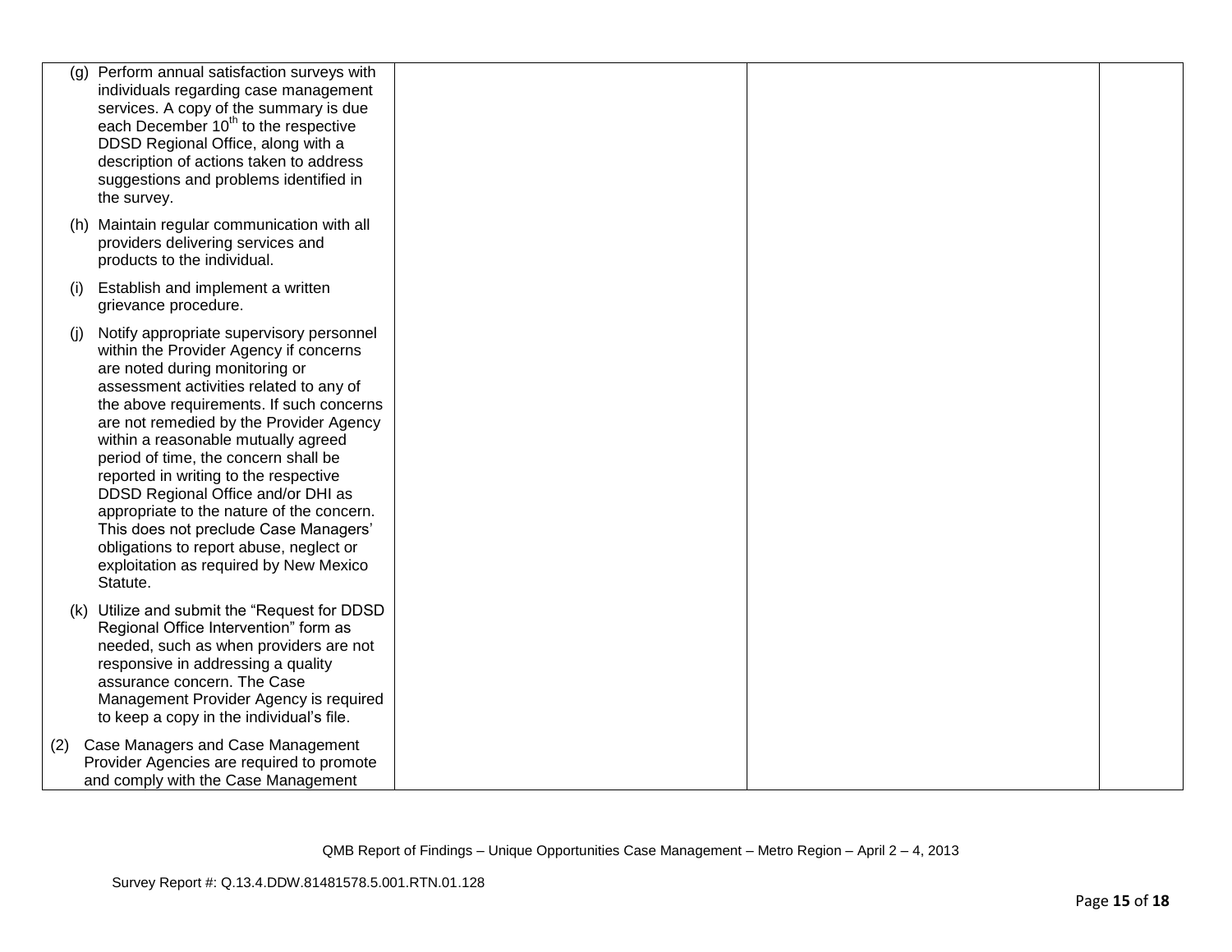| | | | |
|---|---|---|---|
| (g) Perform annual satisfaction surveys with individuals regarding case management services. A copy of the summary is due each December 10th to the respective DDSD Regional Office, along with a description of actions taken to address suggestions and problems identified in the survey.<br><br>(h) Maintain regular communication with all providers delivering services and products to the individual.<br><br>(i) Establish and implement a written grievance procedure.<br><br>(j) Notify appropriate supervisory personnel within the Provider Agency if concerns are noted during monitoring or assessment activities related to any of the above requirements. If such concerns are not remedied by the Provider Agency within a reasonable mutually agreed period of time, the concern shall be reported in writing to the respective DDSD Regional Office and/or DHI as appropriate to the nature of the concern. This does not preclude Case Managers' obligations to report abuse, neglect or exploitation as required by New Mexico Statute.<br><br>(k) Utilize and submit the "Request for DDSD Regional Office Intervention" form as needed, such as when providers are not responsive in addressing a quality assurance concern. The Case Management Provider Agency is required to keep a copy in the individual's file.<br><br>(2) Case Managers and Case Management Provider Agencies are required to promote and comply with the Case Management | | | |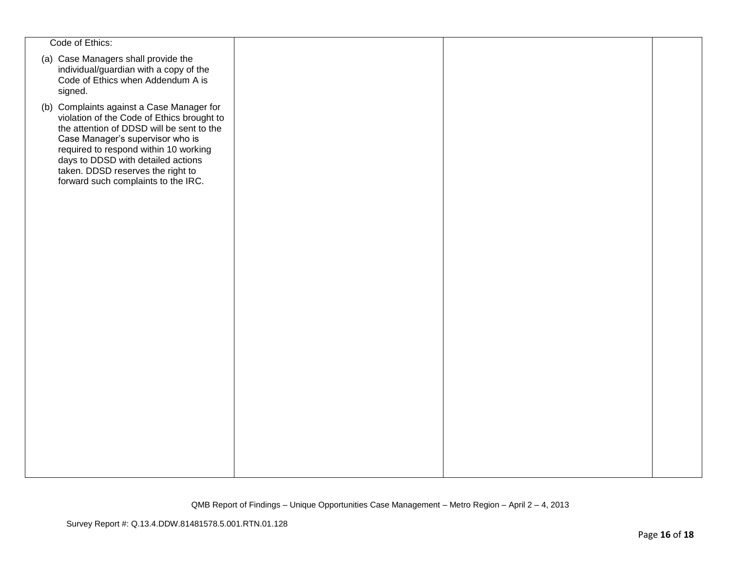| | | | |
|---|---|---|---|
| Code of Ethics:<br><br>(a) Case Managers shall provide the individual/guardian with a copy of the Code of Ethics when Addendum A is signed.<br><br>(b) Complaints against a Case Manager for violation of the Code of Ethics brought to the attention of DDSD will be sent to the Case Manager's supervisor who is required to respond within 10 working days to DDSD with detailed actions taken. DDSD reserves the right to forward such complaints to the IRC. | | | |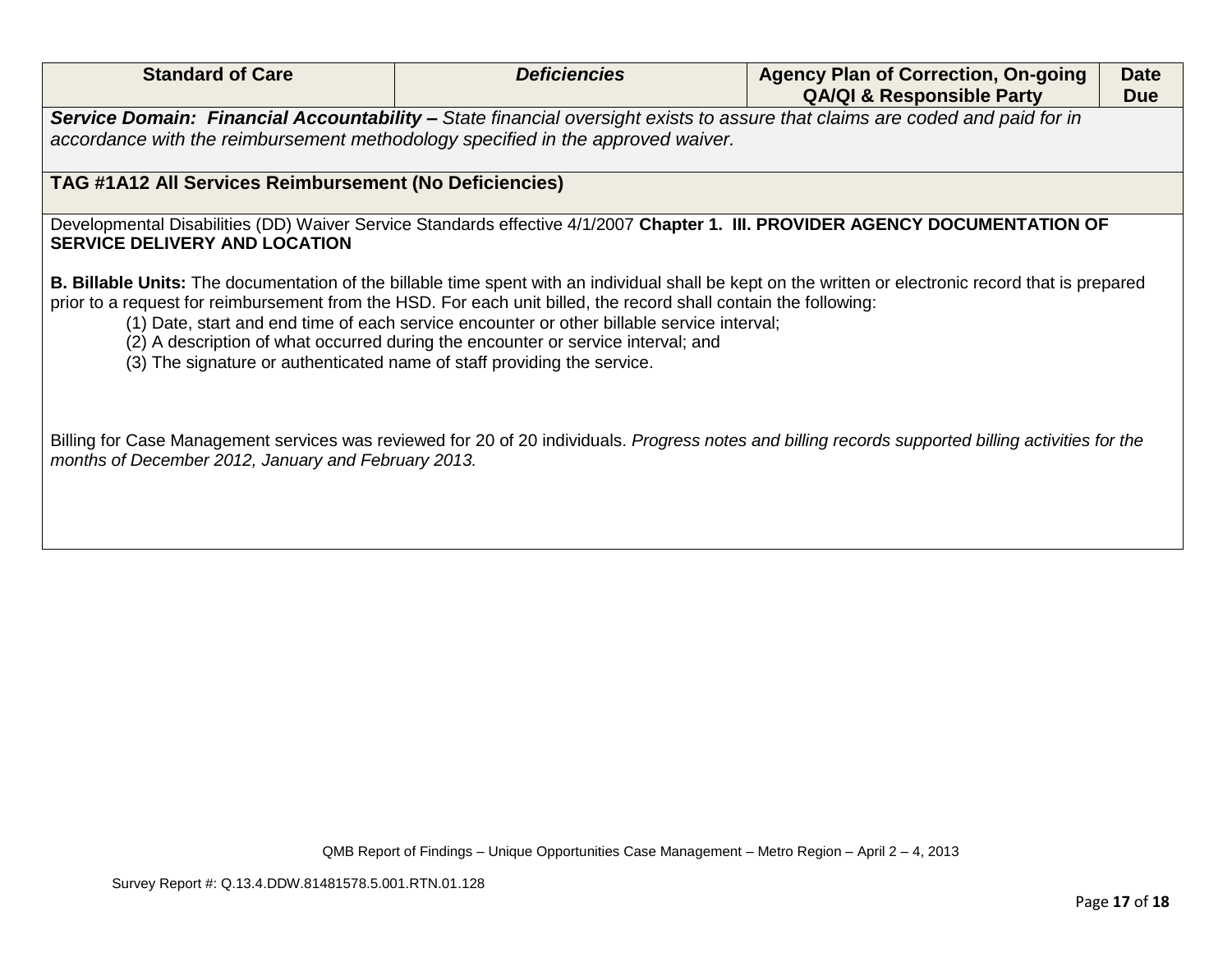| Standard of Care | *Deficiencies* | Agency Plan of Correction, On-going QA/QI & Responsible Party | Date Due |
|---|---|---|---|
| ***Service Domain: Financial Accountability –** State financial oversight exists to assure that claims are coded and paid for in accordance with the reimbursement methodology specified in the approved waiver.* | | | |
| **TAG #1A12 All Services Reimbursement (No Deficiencies)** | | | |
| Developmental Disabilities (DD) Waiver Service Standards effective 4/1/2007 **Chapter 1. III. PROVIDER AGENCY DOCUMENTATION OF SERVICE DELIVERY AND LOCATION**<br><br>**B. Billable Units:** The documentation of the billable time spent with an individual shall be kept on the written or electronic record that is prepared prior to a request for reimbursement from the HSD. For each unit billed, the record shall contain the following:<br>(1) Date, start and end time of each service encounter or other billable service interval;<br>(2) A description of what occurred during the encounter or service interval; and<br>(3) The signature or authenticated name of staff providing the service.<br><br>Billing for Case Management services was reviewed for 20 of 20 individuals. *Progress notes and billing records supported billing activities for the months of December 2012, January and February 2013.* | | | |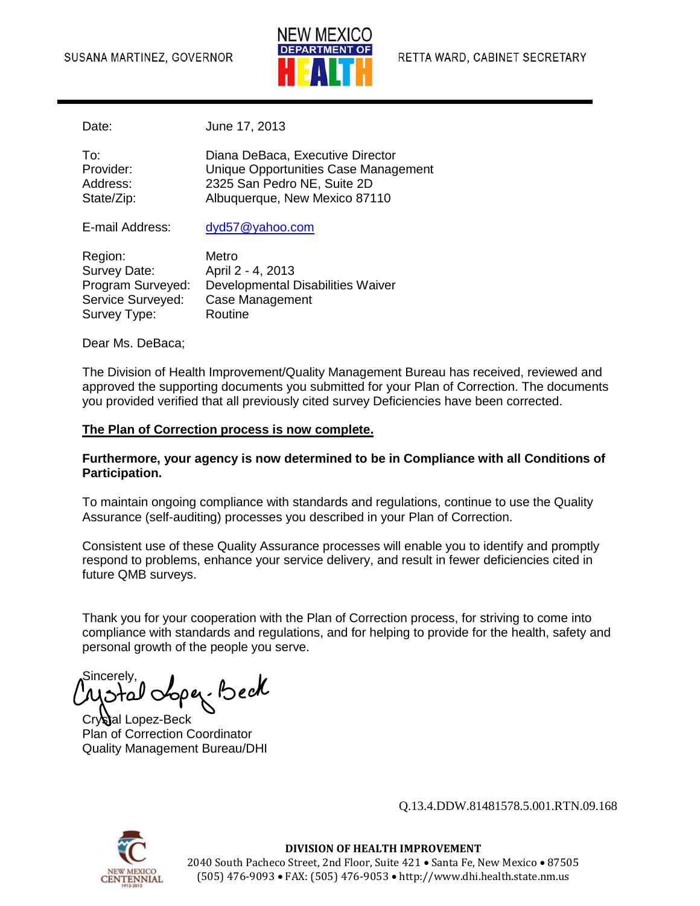SUSANA MARTINEZ, GOVERNOR

NEW MEXICO DEPARTMENT OF HEALTH

RETTA WARD, CABINET SECRETARY

| | |
|---|---|
| Date: | June 17, 2013 |
| To: | Diana DeBaca, Executive Director |
| Provider: | Unique Opportunities Case Management |
| Address: | 2325 San Pedro NE, Suite 2D |
| State/Zip: | Albuquerque, New Mexico 87110 |
| E-mail Address: | dyd57@yahoo.com |
| Region: | Metro |
| Survey Date: | April 2 - 4, 2013 |
| Program Surveyed: | Developmental Disabilities Waiver |
| Service Surveyed: | Case Management |
| Survey Type: | Routine |

Dear Ms. DeBaca;

The Division of Health Improvement/Quality Management Bureau has received, reviewed and approved the supporting documents you submitted for your Plan of Correction. The documents you provided verified that all previously cited survey Deficiencies have been corrected.

**The Plan of Correction process is now complete.**

**Furthermore, your agency is now determined to be in Compliance with all Conditions of Participation.**

To maintain ongoing compliance with standards and regulations, continue to use the Quality Assurance (self-auditing) processes you described in your Plan of Correction.

Consistent use of these Quality Assurance processes will enable you to identify and promptly respond to problems, enhance your service delivery, and result in fewer deficiencies cited in future QMB surveys.

Thank you for your cooperation with the Plan of Correction process, for striving to come into compliance with standards and regulations, and for helping to provide for the health, safety and personal growth of the people you serve.

Sincerely,

Crystal Lopez-Beck

Crystal Lopez-Beck
Plan of Correction Coordinator
Quality Management Bureau/DHI

Q.13.4.DDW.81481578.5.001.RTN.09.168

**DIVISION OF HEALTH IMPROVEMENT**
2040 South Pacheco Street, 2nd Floor, Suite 421 • Santa Fe, New Mexico • 87505
(505) 476-9093 • FAX: (505) 476-9053 • http://www.dhi.health.state.nm.us

NEW MEXICO CENTENNIAL 1912-2012